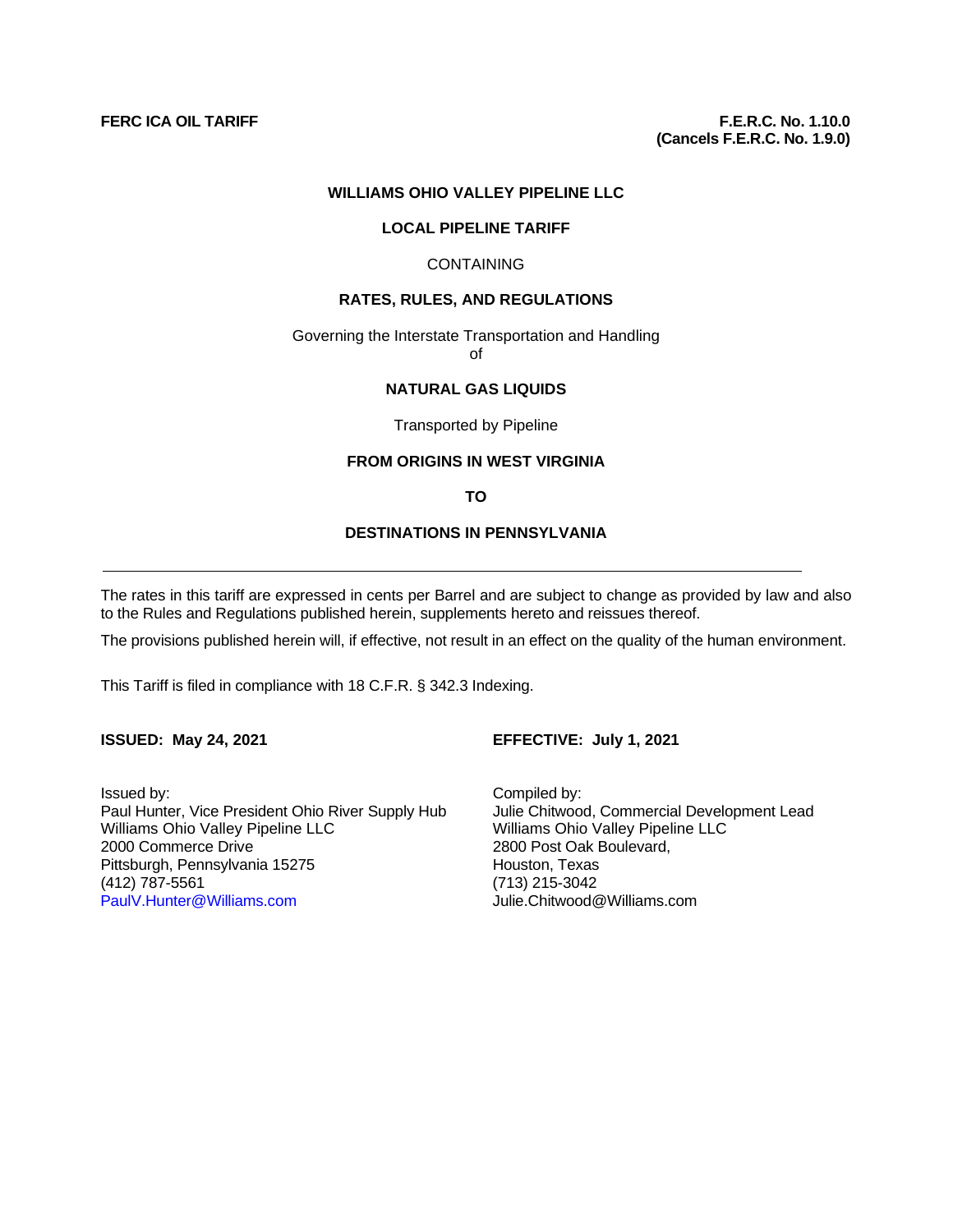**FERC ICA OIL TARIFF**

**F.E.R.C. No. 1.10.0**
**(Cancels F.E.R.C. No. 1.9.0)**

**WILLIAMS OHIO VALLEY PIPELINE LLC**

**LOCAL PIPELINE TARIFF**

CONTAINING

**RATES, RULES, AND REGULATIONS**

Governing the Interstate Transportation and Handling
of

**NATURAL GAS LIQUIDS**

Transported by Pipeline

**FROM ORIGINS IN WEST VIRGINIA**

**TO**

**DESTINATIONS IN PENNSYLVANIA**

---

The rates in this tariff are expressed in cents per Barrel and are subject to change as provided by law and also to the Rules and Regulations published herein, supplements hereto and reissues thereof.

The provisions published herein will, if effective, not result in an effect on the quality of the human environment.

This Tariff is filed in compliance with 18 C.F.R. § 342.3 Indexing.

**ISSUED: May 24, 2021**

**EFFECTIVE: July 1, 2021**

Issued by:
Paul Hunter, Vice President Ohio River Supply Hub
Williams Ohio Valley Pipeline LLC
2000 Commerce Drive
Pittsburgh, Pennsylvania 15275
(412) 787-5561
PaulV.Hunter@Williams.com

Compiled by:
Julie Chitwood, Commercial Development Lead
Williams Ohio Valley Pipeline LLC
2800 Post Oak Boulevard,
Houston, Texas
(713) 215-3042
Julie.Chitwood@Williams.com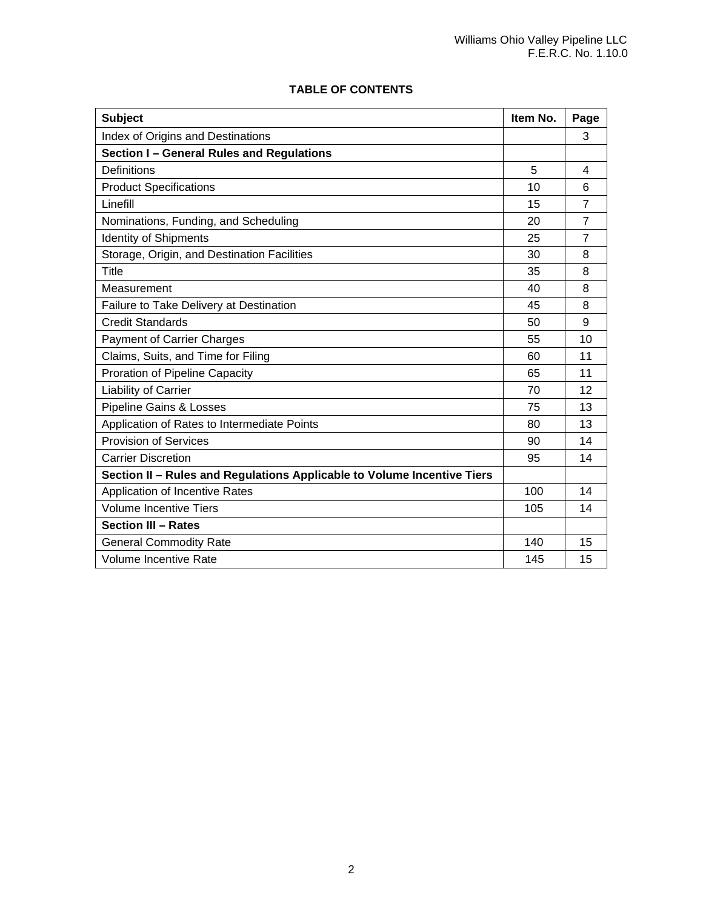## TABLE OF CONTENTS

| **Subject** | **Item No.** | **Page** |
|---|---|---|
| Index of Origins and Destinations | | 3 |
| **Section I – General Rules and Regulations** | | |
| Definitions | 5 | 4 |
| Product Specifications | 10 | 6 |
| Linefill | 15 | 7 |
| Nominations, Funding, and Scheduling | 20 | 7 |
| Identity of Shipments | 25 | 7 |
| Storage, Origin, and Destination Facilities | 30 | 8 |
| Title | 35 | 8 |
| Measurement | 40 | 8 |
| Failure to Take Delivery at Destination | 45 | 8 |
| Credit Standards | 50 | 9 |
| Payment of Carrier Charges | 55 | 10 |
| Claims, Suits, and Time for Filing | 60 | 11 |
| Proration of Pipeline Capacity | 65 | 11 |
| Liability of Carrier | 70 | 12 |
| Pipeline Gains & Losses | 75 | 13 |
| Application of Rates to Intermediate Points | 80 | 13 |
| Provision of Services | 90 | 14 |
| Carrier Discretion | 95 | 14 |
| **Section II – Rules and Regulations Applicable to Volume Incentive Tiers** | | |
| Application of Incentive Rates | 100 | 14 |
| Volume Incentive Tiers | 105 | 14 |
| **Section III – Rates** | | |
| General Commodity Rate | 140 | 15 |
| Volume Incentive Rate | 145 | 15 |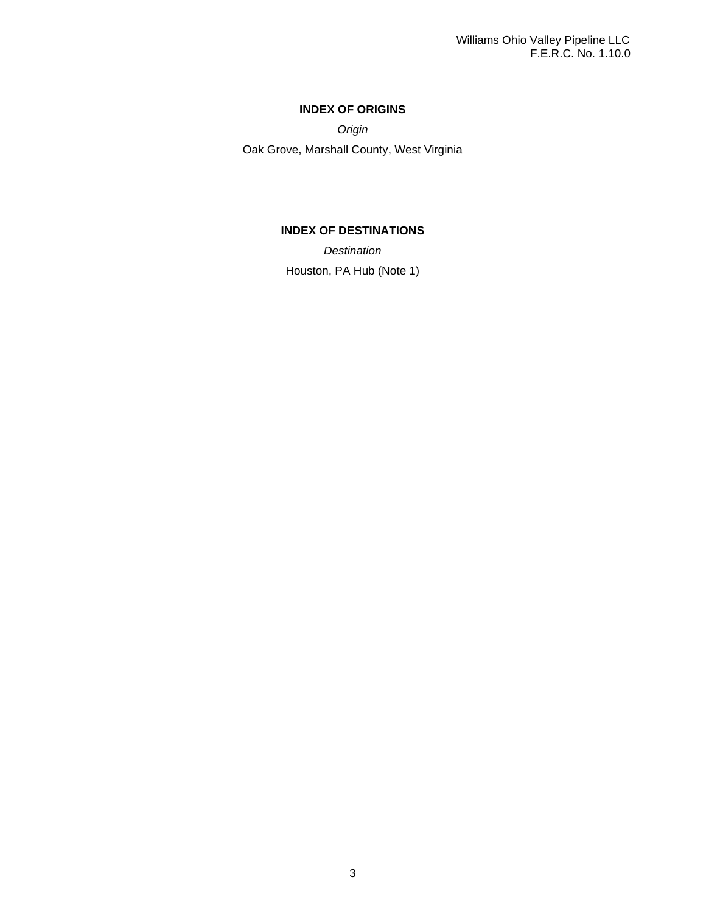## INDEX OF ORIGINS

*Origin*

Oak Grove, Marshall County, West Virginia

## INDEX OF DESTINATIONS

*Destination*

Houston, PA Hub (Note 1)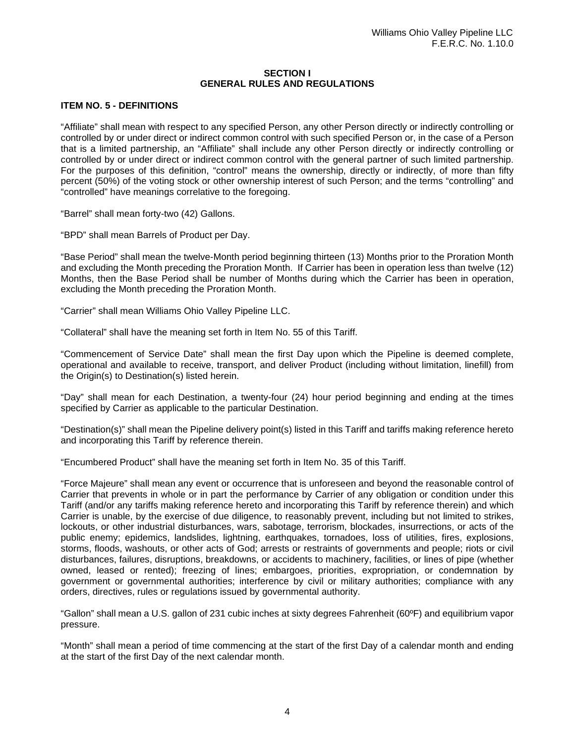## SECTION I
## GENERAL RULES AND REGULATIONS

### ITEM NO. 5 - DEFINITIONS

"Affiliate" shall mean with respect to any specified Person, any other Person directly or indirectly controlling or controlled by or under direct or indirect common control with such specified Person or, in the case of a Person that is a limited partnership, an "Affiliate" shall include any other Person directly or indirectly controlling or controlled by or under direct or indirect common control with the general partner of such limited partnership. For the purposes of this definition, "control" means the ownership, directly or indirectly, of more than fifty percent (50%) of the voting stock or other ownership interest of such Person; and the terms "controlling" and "controlled" have meanings correlative to the foregoing.

"Barrel" shall mean forty-two (42) Gallons.

"BPD" shall mean Barrels of Product per Day.

"Base Period" shall mean the twelve-Month period beginning thirteen (13) Months prior to the Proration Month and excluding the Month preceding the Proration Month. If Carrier has been in operation less than twelve (12) Months, then the Base Period shall be number of Months during which the Carrier has been in operation, excluding the Month preceding the Proration Month.

"Carrier" shall mean Williams Ohio Valley Pipeline LLC.

"Collateral" shall have the meaning set forth in Item No. 55 of this Tariff.

"Commencement of Service Date" shall mean the first Day upon which the Pipeline is deemed complete, operational and available to receive, transport, and deliver Product (including without limitation, linefill) from the Origin(s) to Destination(s) listed herein.

"Day" shall mean for each Destination, a twenty-four (24) hour period beginning and ending at the times specified by Carrier as applicable to the particular Destination.

"Destination(s)" shall mean the Pipeline delivery point(s) listed in this Tariff and tariffs making reference hereto and incorporating this Tariff by reference therein.

"Encumbered Product" shall have the meaning set forth in Item No. 35 of this Tariff.

"Force Majeure" shall mean any event or occurrence that is unforeseen and beyond the reasonable control of Carrier that prevents in whole or in part the performance by Carrier of any obligation or condition under this Tariff (and/or any tariffs making reference hereto and incorporating this Tariff by reference therein) and which Carrier is unable, by the exercise of due diligence, to reasonably prevent, including but not limited to strikes, lockouts, or other industrial disturbances, wars, sabotage, terrorism, blockades, insurrections, or acts of the public enemy; epidemics, landslides, lightning, earthquakes, tornadoes, loss of utilities, fires, explosions, storms, floods, washouts, or other acts of God; arrests or restraints of governments and people; riots or civil disturbances, failures, disruptions, breakdowns, or accidents to machinery, facilities, or lines of pipe (whether owned, leased or rented); freezing of lines; embargoes, priorities, expropriation, or condemnation by government or governmental authorities; interference by civil or military authorities; compliance with any orders, directives, rules or regulations issued by governmental authority.

"Gallon" shall mean a U.S. gallon of 231 cubic inches at sixty degrees Fahrenheit (60ºF) and equilibrium vapor pressure.

"Month" shall mean a period of time commencing at the start of the first Day of a calendar month and ending at the start of the first Day of the next calendar month.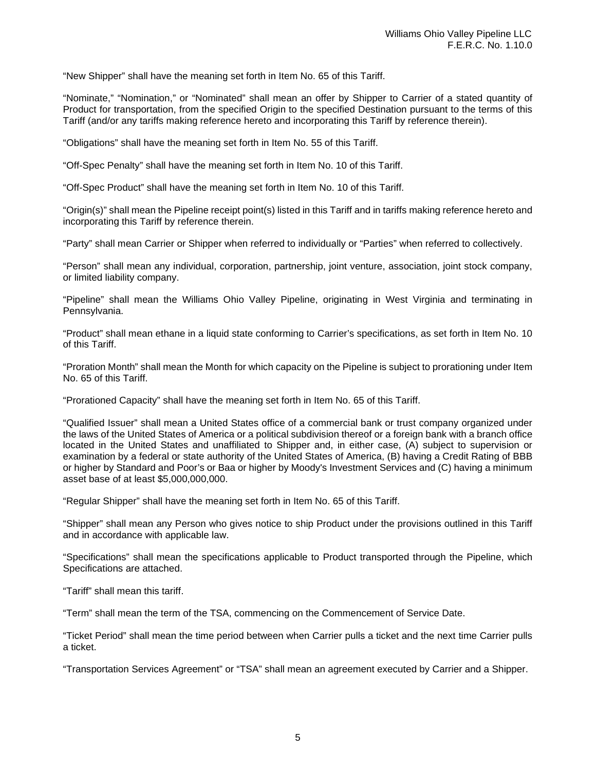"New Shipper" shall have the meaning set forth in Item No. 65 of this Tariff.

"Nominate," "Nomination," or "Nominated" shall mean an offer by Shipper to Carrier of a stated quantity of Product for transportation, from the specified Origin to the specified Destination pursuant to the terms of this Tariff (and/or any tariffs making reference hereto and incorporating this Tariff by reference therein).

"Obligations" shall have the meaning set forth in Item No. 55 of this Tariff.

"Off-Spec Penalty" shall have the meaning set forth in Item No. 10 of this Tariff.

"Off-Spec Product" shall have the meaning set forth in Item No. 10 of this Tariff.

"Origin(s)" shall mean the Pipeline receipt point(s) listed in this Tariff and in tariffs making reference hereto and incorporating this Tariff by reference therein.

"Party" shall mean Carrier or Shipper when referred to individually or "Parties" when referred to collectively.

"Person" shall mean any individual, corporation, partnership, joint venture, association, joint stock company, or limited liability company.

"Pipeline" shall mean the Williams Ohio Valley Pipeline, originating in West Virginia and terminating in Pennsylvania.

"Product" shall mean ethane in a liquid state conforming to Carrier's specifications, as set forth in Item No. 10 of this Tariff.

"Proration Month" shall mean the Month for which capacity on the Pipeline is subject to prorationing under Item No. 65 of this Tariff.

"Prorationed Capacity" shall have the meaning set forth in Item No. 65 of this Tariff.

"Qualified Issuer" shall mean a United States office of a commercial bank or trust company organized under the laws of the United States of America or a political subdivision thereof or a foreign bank with a branch office located in the United States and unaffiliated to Shipper and, in either case, (A) subject to supervision or examination by a federal or state authority of the United States of America, (B) having a Credit Rating of BBB or higher by Standard and Poor's or Baa or higher by Moody's Investment Services and (C) having a minimum asset base of at least $5,000,000,000.

"Regular Shipper" shall have the meaning set forth in Item No. 65 of this Tariff.

"Shipper" shall mean any Person who gives notice to ship Product under the provisions outlined in this Tariff and in accordance with applicable law.

"Specifications" shall mean the specifications applicable to Product transported through the Pipeline, which Specifications are attached.

"Tariff" shall mean this tariff.

"Term" shall mean the term of the TSA, commencing on the Commencement of Service Date.

"Ticket Period" shall mean the time period between when Carrier pulls a ticket and the next time Carrier pulls a ticket.

"Transportation Services Agreement" or "TSA" shall mean an agreement executed by Carrier and a Shipper.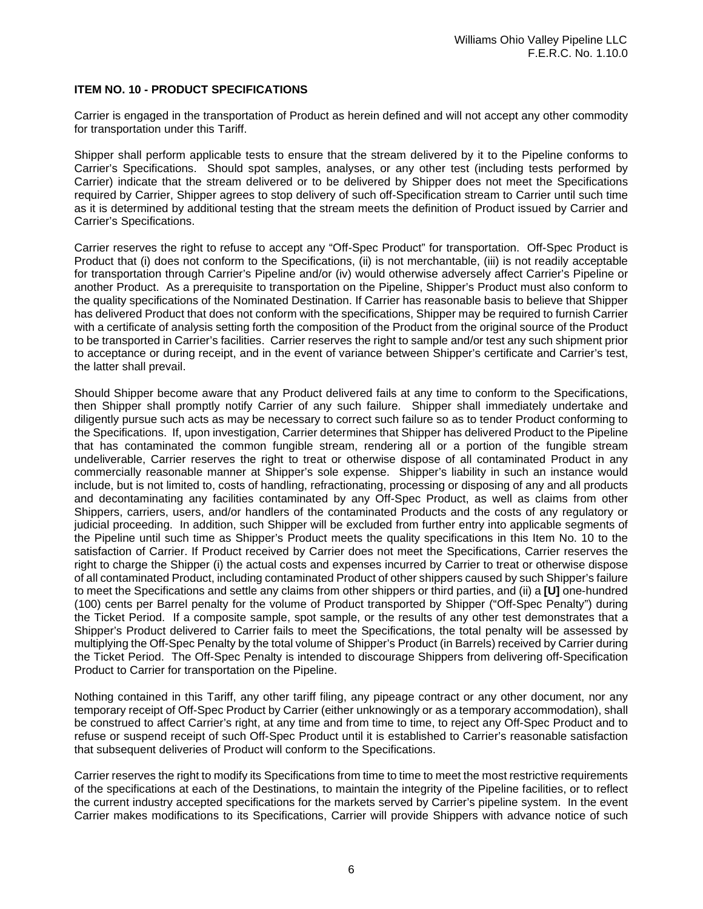### ITEM NO. 10 - PRODUCT SPECIFICATIONS

Carrier is engaged in the transportation of Product as herein defined and will not accept any other commodity for transportation under this Tariff.

Shipper shall perform applicable tests to ensure that the stream delivered by it to the Pipeline conforms to Carrier's Specifications. Should spot samples, analyses, or any other test (including tests performed by Carrier) indicate that the stream delivered or to be delivered by Shipper does not meet the Specifications required by Carrier, Shipper agrees to stop delivery of such off-Specification stream to Carrier until such time as it is determined by additional testing that the stream meets the definition of Product issued by Carrier and Carrier's Specifications.

Carrier reserves the right to refuse to accept any "Off-Spec Product" for transportation. Off-Spec Product is Product that (i) does not conform to the Specifications, (ii) is not merchantable, (iii) is not readily acceptable for transportation through Carrier's Pipeline and/or (iv) would otherwise adversely affect Carrier's Pipeline or another Product. As a prerequisite to transportation on the Pipeline, Shipper's Product must also conform to the quality specifications of the Nominated Destination. If Carrier has reasonable basis to believe that Shipper has delivered Product that does not conform with the specifications, Shipper may be required to furnish Carrier with a certificate of analysis setting forth the composition of the Product from the original source of the Product to be transported in Carrier's facilities. Carrier reserves the right to sample and/or test any such shipment prior to acceptance or during receipt, and in the event of variance between Shipper's certificate and Carrier's test, the latter shall prevail.

Should Shipper become aware that any Product delivered fails at any time to conform to the Specifications, then Shipper shall promptly notify Carrier of any such failure. Shipper shall immediately undertake and diligently pursue such acts as may be necessary to correct such failure so as to tender Product conforming to the Specifications. If, upon investigation, Carrier determines that Shipper has delivered Product to the Pipeline that has contaminated the common fungible stream, rendering all or a portion of the fungible stream undeliverable, Carrier reserves the right to treat or otherwise dispose of all contaminated Product in any commercially reasonable manner at Shipper's sole expense. Shipper's liability in such an instance would include, but is not limited to, costs of handling, refractionating, processing or disposing of any and all products and decontaminating any facilities contaminated by any Off-Spec Product, as well as claims from other Shippers, carriers, users, and/or handlers of the contaminated Products and the costs of any regulatory or judicial proceeding. In addition, such Shipper will be excluded from further entry into applicable segments of the Pipeline until such time as Shipper's Product meets the quality specifications in this Item No. 10 to the satisfaction of Carrier. If Product received by Carrier does not meet the Specifications, Carrier reserves the right to charge the Shipper (i) the actual costs and expenses incurred by Carrier to treat or otherwise dispose of all contaminated Product, including contaminated Product of other shippers caused by such Shipper's failure to meet the Specifications and settle any claims from other shippers or third parties, and (ii) a **[U]** one-hundred (100) cents per Barrel penalty for the volume of Product transported by Shipper ("Off-Spec Penalty") during the Ticket Period. If a composite sample, spot sample, or the results of any other test demonstrates that a Shipper's Product delivered to Carrier fails to meet the Specifications, the total penalty will be assessed by multiplying the Off-Spec Penalty by the total volume of Shipper's Product (in Barrels) received by Carrier during the Ticket Period. The Off-Spec Penalty is intended to discourage Shippers from delivering off-Specification Product to Carrier for transportation on the Pipeline.

Nothing contained in this Tariff, any other tariff filing, any pipeage contract or any other document, nor any temporary receipt of Off-Spec Product by Carrier (either unknowingly or as a temporary accommodation), shall be construed to affect Carrier's right, at any time and from time to time, to reject any Off-Spec Product and to refuse or suspend receipt of such Off-Spec Product until it is established to Carrier's reasonable satisfaction that subsequent deliveries of Product will conform to the Specifications.

Carrier reserves the right to modify its Specifications from time to time to meet the most restrictive requirements of the specifications at each of the Destinations, to maintain the integrity of the Pipeline facilities, or to reflect the current industry accepted specifications for the markets served by Carrier's pipeline system. In the event Carrier makes modifications to its Specifications, Carrier will provide Shippers with advance notice of such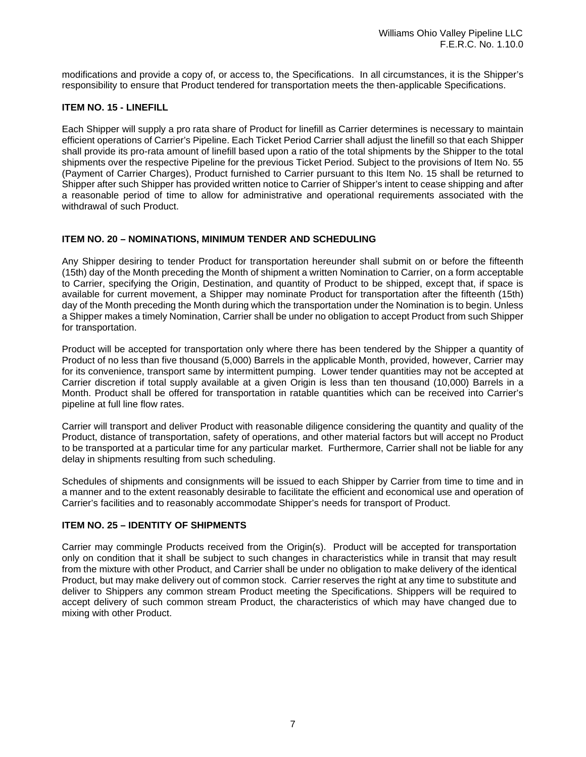modifications and provide a copy of, or access to, the Specifications. In all circumstances, it is the Shipper's responsibility to ensure that Product tendered for transportation meets the then-applicable Specifications.

## ITEM NO. 15 - LINEFILL

Each Shipper will supply a pro rata share of Product for linefill as Carrier determines is necessary to maintain efficient operations of Carrier's Pipeline. Each Ticket Period Carrier shall adjust the linefill so that each Shipper shall provide its pro-rata amount of linefill based upon a ratio of the total shipments by the Shipper to the total shipments over the respective Pipeline for the previous Ticket Period. Subject to the provisions of Item No. 55 (Payment of Carrier Charges), Product furnished to Carrier pursuant to this Item No. 15 shall be returned to Shipper after such Shipper has provided written notice to Carrier of Shipper's intent to cease shipping and after a reasonable period of time to allow for administrative and operational requirements associated with the withdrawal of such Product.

## ITEM NO. 20 – NOMINATIONS, MINIMUM TENDER AND SCHEDULING

Any Shipper desiring to tender Product for transportation hereunder shall submit on or before the fifteenth (15th) day of the Month preceding the Month of shipment a written Nomination to Carrier, on a form acceptable to Carrier, specifying the Origin, Destination, and quantity of Product to be shipped, except that, if space is available for current movement, a Shipper may nominate Product for transportation after the fifteenth (15th) day of the Month preceding the Month during which the transportation under the Nomination is to begin. Unless a Shipper makes a timely Nomination, Carrier shall be under no obligation to accept Product from such Shipper for transportation.

Product will be accepted for transportation only where there has been tendered by the Shipper a quantity of Product of no less than five thousand (5,000) Barrels in the applicable Month, provided, however, Carrier may for its convenience, transport same by intermittent pumping. Lower tender quantities may not be accepted at Carrier discretion if total supply available at a given Origin is less than ten thousand (10,000) Barrels in a Month. Product shall be offered for transportation in ratable quantities which can be received into Carrier's pipeline at full line flow rates.

Carrier will transport and deliver Product with reasonable diligence considering the quantity and quality of the Product, distance of transportation, safety of operations, and other material factors but will accept no Product to be transported at a particular time for any particular market. Furthermore, Carrier shall not be liable for any delay in shipments resulting from such scheduling.

Schedules of shipments and consignments will be issued to each Shipper by Carrier from time to time and in a manner and to the extent reasonably desirable to facilitate the efficient and economical use and operation of Carrier's facilities and to reasonably accommodate Shipper's needs for transport of Product.

## ITEM NO. 25 – IDENTITY OF SHIPMENTS

Carrier may commingle Products received from the Origin(s). Product will be accepted for transportation only on condition that it shall be subject to such changes in characteristics while in transit that may result from the mixture with other Product, and Carrier shall be under no obligation to make delivery of the identical Product, but may make delivery out of common stock. Carrier reserves the right at any time to substitute and deliver to Shippers any common stream Product meeting the Specifications. Shippers will be required to accept delivery of such common stream Product, the characteristics of which may have changed due to mixing with other Product.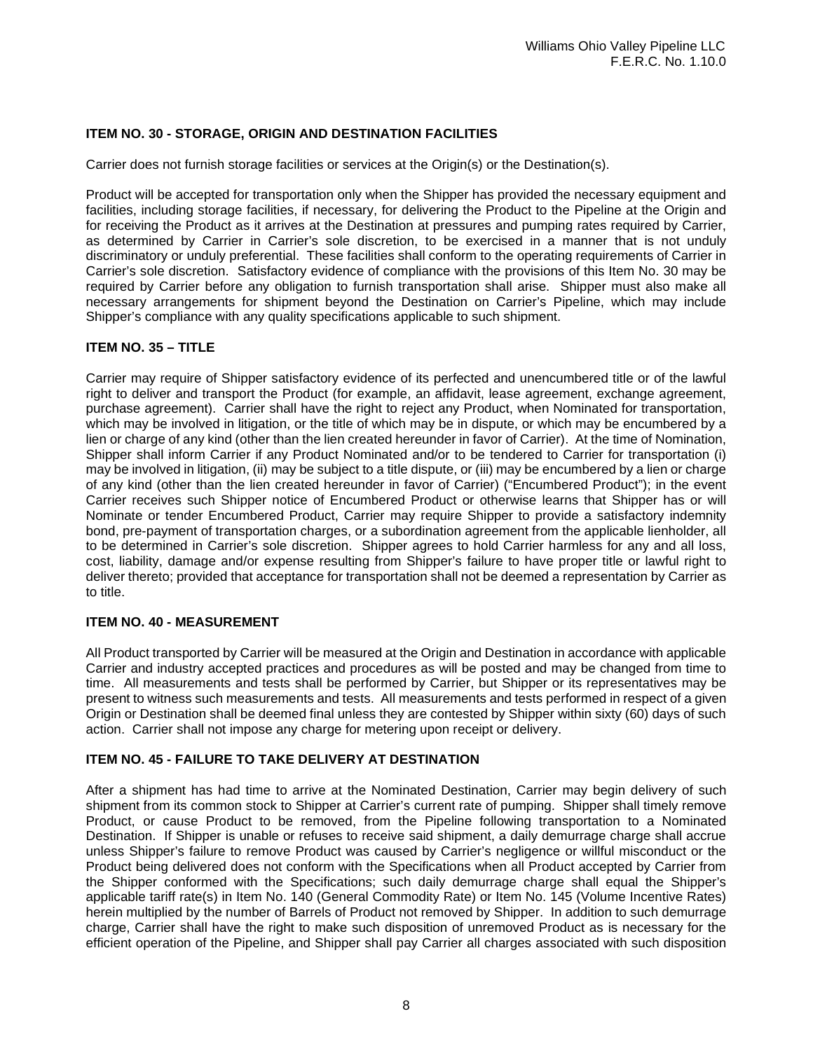### ITEM NO. 30 - STORAGE, ORIGIN AND DESTINATION FACILITIES

Carrier does not furnish storage facilities or services at the Origin(s) or the Destination(s).

Product will be accepted for transportation only when the Shipper has provided the necessary equipment and facilities, including storage facilities, if necessary, for delivering the Product to the Pipeline at the Origin and for receiving the Product as it arrives at the Destination at pressures and pumping rates required by Carrier, as determined by Carrier in Carrier's sole discretion, to be exercised in a manner that is not unduly discriminatory or unduly preferential. These facilities shall conform to the operating requirements of Carrier in Carrier's sole discretion. Satisfactory evidence of compliance with the provisions of this Item No. 30 may be required by Carrier before any obligation to furnish transportation shall arise. Shipper must also make all necessary arrangements for shipment beyond the Destination on Carrier's Pipeline, which may include Shipper's compliance with any quality specifications applicable to such shipment.

### ITEM NO. 35 – TITLE

Carrier may require of Shipper satisfactory evidence of its perfected and unencumbered title or of the lawful right to deliver and transport the Product (for example, an affidavit, lease agreement, exchange agreement, purchase agreement). Carrier shall have the right to reject any Product, when Nominated for transportation, which may be involved in litigation, or the title of which may be in dispute, or which may be encumbered by a lien or charge of any kind (other than the lien created hereunder in favor of Carrier). At the time of Nomination, Shipper shall inform Carrier if any Product Nominated and/or to be tendered to Carrier for transportation (i) may be involved in litigation, (ii) may be subject to a title dispute, or (iii) may be encumbered by a lien or charge of any kind (other than the lien created hereunder in favor of Carrier) ("Encumbered Product"); in the event Carrier receives such Shipper notice of Encumbered Product or otherwise learns that Shipper has or will Nominate or tender Encumbered Product, Carrier may require Shipper to provide a satisfactory indemnity bond, pre-payment of transportation charges, or a subordination agreement from the applicable lienholder, all to be determined in Carrier's sole discretion. Shipper agrees to hold Carrier harmless for any and all loss, cost, liability, damage and/or expense resulting from Shipper's failure to have proper title or lawful right to deliver thereto; provided that acceptance for transportation shall not be deemed a representation by Carrier as to title.

### ITEM NO. 40 - MEASUREMENT

All Product transported by Carrier will be measured at the Origin and Destination in accordance with applicable Carrier and industry accepted practices and procedures as will be posted and may be changed from time to time. All measurements and tests shall be performed by Carrier, but Shipper or its representatives may be present to witness such measurements and tests. All measurements and tests performed in respect of a given Origin or Destination shall be deemed final unless they are contested by Shipper within sixty (60) days of such action. Carrier shall not impose any charge for metering upon receipt or delivery.

### ITEM NO. 45 - FAILURE TO TAKE DELIVERY AT DESTINATION

After a shipment has had time to arrive at the Nominated Destination, Carrier may begin delivery of such shipment from its common stock to Shipper at Carrier's current rate of pumping. Shipper shall timely remove Product, or cause Product to be removed, from the Pipeline following transportation to a Nominated Destination. If Shipper is unable or refuses to receive said shipment, a daily demurrage charge shall accrue unless Shipper's failure to remove Product was caused by Carrier's negligence or willful misconduct or the Product being delivered does not conform with the Specifications when all Product accepted by Carrier from the Shipper conformed with the Specifications; such daily demurrage charge shall equal the Shipper's applicable tariff rate(s) in Item No. 140 (General Commodity Rate) or Item No. 145 (Volume Incentive Rates) herein multiplied by the number of Barrels of Product not removed by Shipper. In addition to such demurrage charge, Carrier shall have the right to make such disposition of unremoved Product as is necessary for the efficient operation of the Pipeline, and Shipper shall pay Carrier all charges associated with such disposition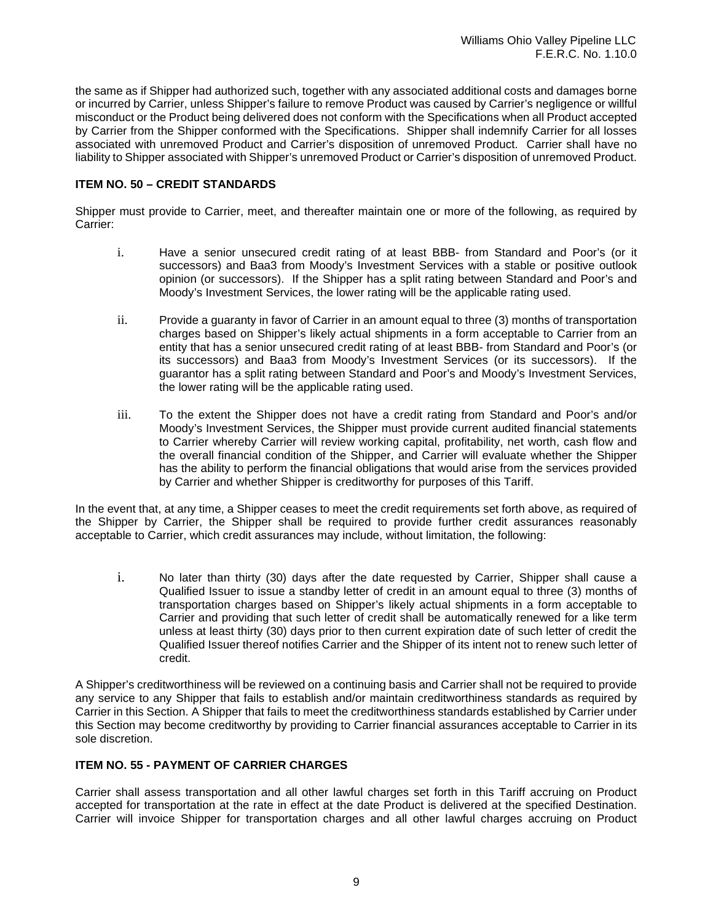the same as if Shipper had authorized such, together with any associated additional costs and damages borne or incurred by Carrier, unless Shipper's failure to remove Product was caused by Carrier's negligence or willful misconduct or the Product being delivered does not conform with the Specifications when all Product accepted by Carrier from the Shipper conformed with the Specifications. Shipper shall indemnify Carrier for all losses associated with unremoved Product and Carrier's disposition of unremoved Product. Carrier shall have no liability to Shipper associated with Shipper's unremoved Product or Carrier's disposition of unremoved Product.

### ITEM NO. 50 – CREDIT STANDARDS

Shipper must provide to Carrier, meet, and thereafter maintain one or more of the following, as required by Carrier:

i. Have a senior unsecured credit rating of at least BBB- from Standard and Poor's (or it successors) and Baa3 from Moody's Investment Services with a stable or positive outlook opinion (or successors). If the Shipper has a split rating between Standard and Poor's and Moody's Investment Services, the lower rating will be the applicable rating used.

ii. Provide a guaranty in favor of Carrier in an amount equal to three (3) months of transportation charges based on Shipper's likely actual shipments in a form acceptable to Carrier from an entity that has a senior unsecured credit rating of at least BBB- from Standard and Poor's (or its successors) and Baa3 from Moody's Investment Services (or its successors). If the guarantor has a split rating between Standard and Poor's and Moody's Investment Services, the lower rating will be the applicable rating used.

iii. To the extent the Shipper does not have a credit rating from Standard and Poor's and/or Moody's Investment Services, the Shipper must provide current audited financial statements to Carrier whereby Carrier will review working capital, profitability, net worth, cash flow and the overall financial condition of the Shipper, and Carrier will evaluate whether the Shipper has the ability to perform the financial obligations that would arise from the services provided by Carrier and whether Shipper is creditworthy for purposes of this Tariff.

In the event that, at any time, a Shipper ceases to meet the credit requirements set forth above, as required of the Shipper by Carrier, the Shipper shall be required to provide further credit assurances reasonably acceptable to Carrier, which credit assurances may include, without limitation, the following:

i. No later than thirty (30) days after the date requested by Carrier, Shipper shall cause a Qualified Issuer to issue a standby letter of credit in an amount equal to three (3) months of transportation charges based on Shipper's likely actual shipments in a form acceptable to Carrier and providing that such letter of credit shall be automatically renewed for a like term unless at least thirty (30) days prior to then current expiration date of such letter of credit the Qualified Issuer thereof notifies Carrier and the Shipper of its intent not to renew such letter of credit.

A Shipper's creditworthiness will be reviewed on a continuing basis and Carrier shall not be required to provide any service to any Shipper that fails to establish and/or maintain creditworthiness standards as required by Carrier in this Section. A Shipper that fails to meet the creditworthiness standards established by Carrier under this Section may become creditworthy by providing to Carrier financial assurances acceptable to Carrier in its sole discretion.

### ITEM NO. 55 - PAYMENT OF CARRIER CHARGES

Carrier shall assess transportation and all other lawful charges set forth in this Tariff accruing on Product accepted for transportation at the rate in effect at the date Product is delivered at the specified Destination. Carrier will invoice Shipper for transportation charges and all other lawful charges accruing on Product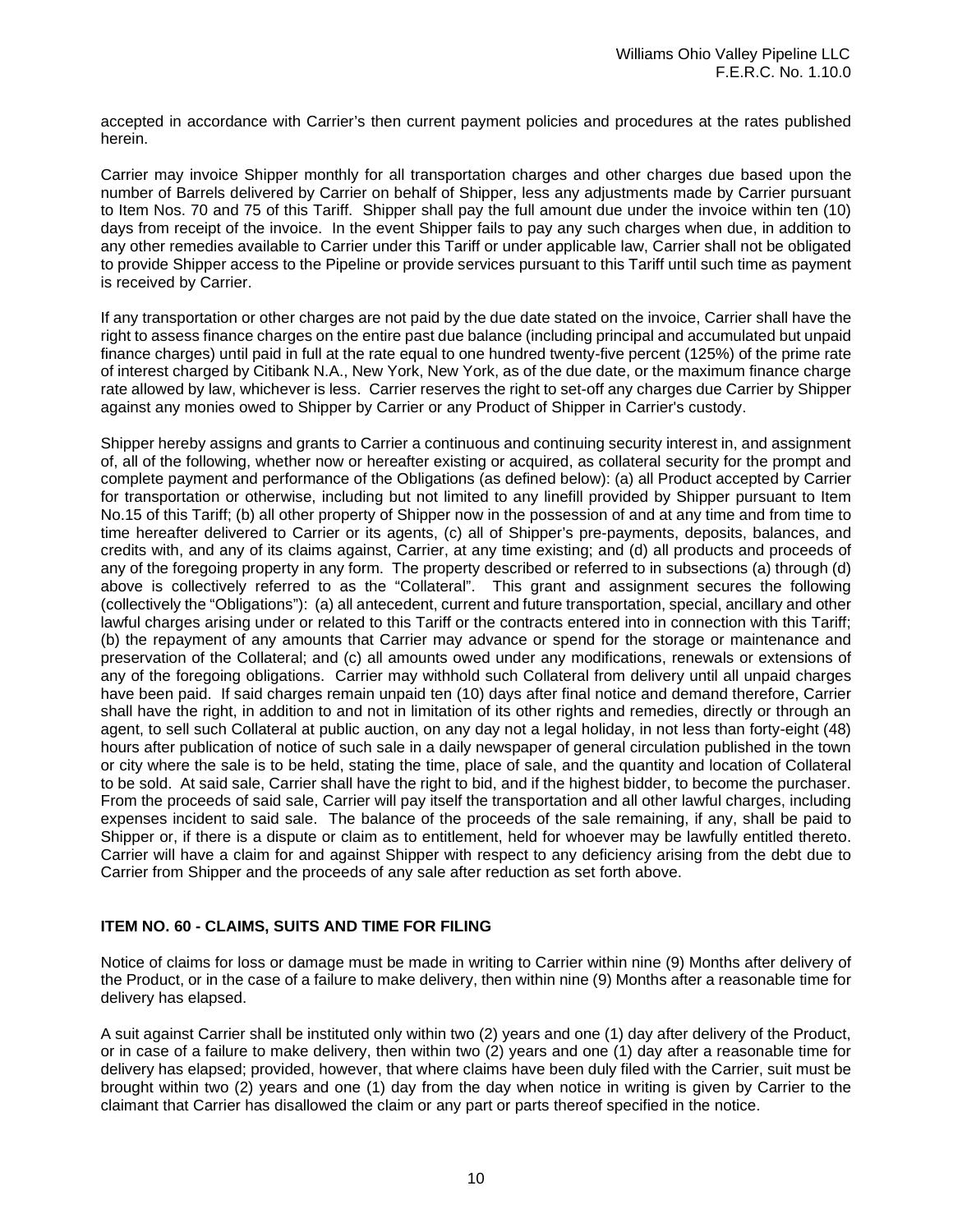accepted in accordance with Carrier's then current payment policies and procedures at the rates published herein.

Carrier may invoice Shipper monthly for all transportation charges and other charges due based upon the number of Barrels delivered by Carrier on behalf of Shipper, less any adjustments made by Carrier pursuant to Item Nos. 70 and 75 of this Tariff. Shipper shall pay the full amount due under the invoice within ten (10) days from receipt of the invoice. In the event Shipper fails to pay any such charges when due, in addition to any other remedies available to Carrier under this Tariff or under applicable law, Carrier shall not be obligated to provide Shipper access to the Pipeline or provide services pursuant to this Tariff until such time as payment is received by Carrier.

If any transportation or other charges are not paid by the due date stated on the invoice, Carrier shall have the right to assess finance charges on the entire past due balance (including principal and accumulated but unpaid finance charges) until paid in full at the rate equal to one hundred twenty-five percent (125%) of the prime rate of interest charged by Citibank N.A., New York, New York, as of the due date, or the maximum finance charge rate allowed by law, whichever is less. Carrier reserves the right to set-off any charges due Carrier by Shipper against any monies owed to Shipper by Carrier or any Product of Shipper in Carrier's custody.

Shipper hereby assigns and grants to Carrier a continuous and continuing security interest in, and assignment of, all of the following, whether now or hereafter existing or acquired, as collateral security for the prompt and complete payment and performance of the Obligations (as defined below): (a) all Product accepted by Carrier for transportation or otherwise, including but not limited to any linefill provided by Shipper pursuant to Item No.15 of this Tariff; (b) all other property of Shipper now in the possession of and at any time and from time to time hereafter delivered to Carrier or its agents, (c) all of Shipper's pre-payments, deposits, balances, and credits with, and any of its claims against, Carrier, at any time existing; and (d) all products and proceeds of any of the foregoing property in any form. The property described or referred to in subsections (a) through (d) above is collectively referred to as the "Collateral". This grant and assignment secures the following (collectively the "Obligations"): (a) all antecedent, current and future transportation, special, ancillary and other lawful charges arising under or related to this Tariff or the contracts entered into in connection with this Tariff; (b) the repayment of any amounts that Carrier may advance or spend for the storage or maintenance and preservation of the Collateral; and (c) all amounts owed under any modifications, renewals or extensions of any of the foregoing obligations. Carrier may withhold such Collateral from delivery until all unpaid charges have been paid. If said charges remain unpaid ten (10) days after final notice and demand therefore, Carrier shall have the right, in addition to and not in limitation of its other rights and remedies, directly or through an agent, to sell such Collateral at public auction, on any day not a legal holiday, in not less than forty-eight (48) hours after publication of notice of such sale in a daily newspaper of general circulation published in the town or city where the sale is to be held, stating the time, place of sale, and the quantity and location of Collateral to be sold. At said sale, Carrier shall have the right to bid, and if the highest bidder, to become the purchaser. From the proceeds of said sale, Carrier will pay itself the transportation and all other lawful charges, including expenses incident to said sale. The balance of the proceeds of the sale remaining, if any, shall be paid to Shipper or, if there is a dispute or claim as to entitlement, held for whoever may be lawfully entitled thereto. Carrier will have a claim for and against Shipper with respect to any deficiency arising from the debt due to Carrier from Shipper and the proceeds of any sale after reduction as set forth above.

## ITEM NO. 60 - CLAIMS, SUITS AND TIME FOR FILING

Notice of claims for loss or damage must be made in writing to Carrier within nine (9) Months after delivery of the Product, or in the case of a failure to make delivery, then within nine (9) Months after a reasonable time for delivery has elapsed.

A suit against Carrier shall be instituted only within two (2) years and one (1) day after delivery of the Product, or in case of a failure to make delivery, then within two (2) years and one (1) day after a reasonable time for delivery has elapsed; provided, however, that where claims have been duly filed with the Carrier, suit must be brought within two (2) years and one (1) day from the day when notice in writing is given by Carrier to the claimant that Carrier has disallowed the claim or any part or parts thereof specified in the notice.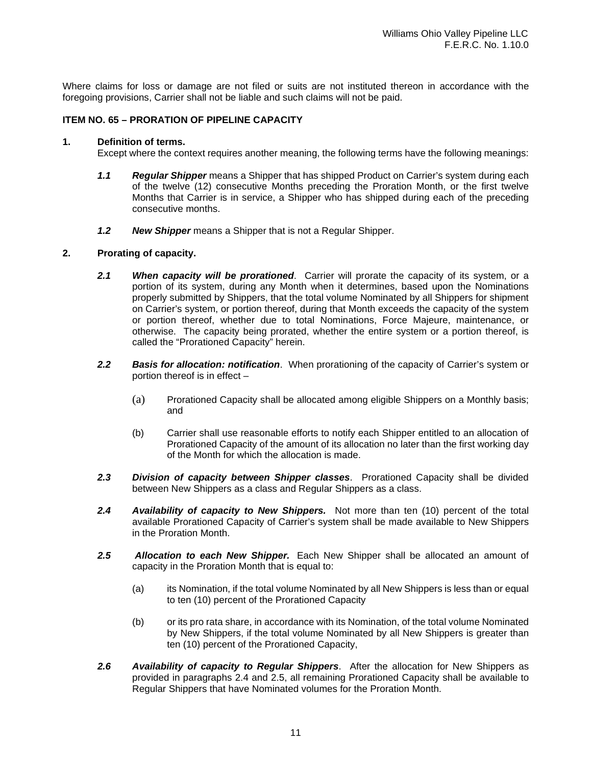Where claims for loss or damage are not filed or suits are not instituted thereon in accordance with the foregoing provisions, Carrier shall not be liable and such claims will not be paid.

**ITEM NO. 65 – PRORATION OF PIPELINE CAPACITY**

**1. Definition of terms.**

Except where the context requires another meaning, the following terms have the following meanings:

***1.1 Regular Shipper*** means a Shipper that has shipped Product on Carrier's system during each of the twelve (12) consecutive Months preceding the Proration Month, or the first twelve Months that Carrier is in service, a Shipper who has shipped during each of the preceding consecutive months.

***1.2 New Shipper*** means a Shipper that is not a Regular Shipper.

**2. Prorating of capacity.**

***2.1 When capacity will be prorationed***. Carrier will prorate the capacity of its system, or a portion of its system, during any Month when it determines, based upon the Nominations properly submitted by Shippers, that the total volume Nominated by all Shippers for shipment on Carrier's system, or portion thereof, during that Month exceeds the capacity of the system or portion thereof, whether due to total Nominations, Force Majeure, maintenance, or otherwise. The capacity being prorated, whether the entire system or a portion thereof, is called the "Prorationed Capacity" herein.

***2.2 Basis for allocation: notification***. When prorationing of the capacity of Carrier's system or portion thereof is in effect –

(a) Prorationed Capacity shall be allocated among eligible Shippers on a Monthly basis; and

(b) Carrier shall use reasonable efforts to notify each Shipper entitled to an allocation of Prorationed Capacity of the amount of its allocation no later than the first working day of the Month for which the allocation is made.

***2.3 Division of capacity between Shipper classes***. Prorationed Capacity shall be divided between New Shippers as a class and Regular Shippers as a class.

***2.4 Availability of capacity to New Shippers.*** Not more than ten (10) percent of the total available Prorationed Capacity of Carrier's system shall be made available to New Shippers in the Proration Month.

***2.5 Allocation to each New Shipper.*** Each New Shipper shall be allocated an amount of capacity in the Proration Month that is equal to:

(a) its Nomination, if the total volume Nominated by all New Shippers is less than or equal to ten (10) percent of the Prorationed Capacity

(b) or its pro rata share, in accordance with its Nomination, of the total volume Nominated by New Shippers, if the total volume Nominated by all New Shippers is greater than ten (10) percent of the Prorationed Capacity,

***2.6 Availability of capacity to Regular Shippers***. After the allocation for New Shippers as provided in paragraphs 2.4 and 2.5, all remaining Prorationed Capacity shall be available to Regular Shippers that have Nominated volumes for the Proration Month.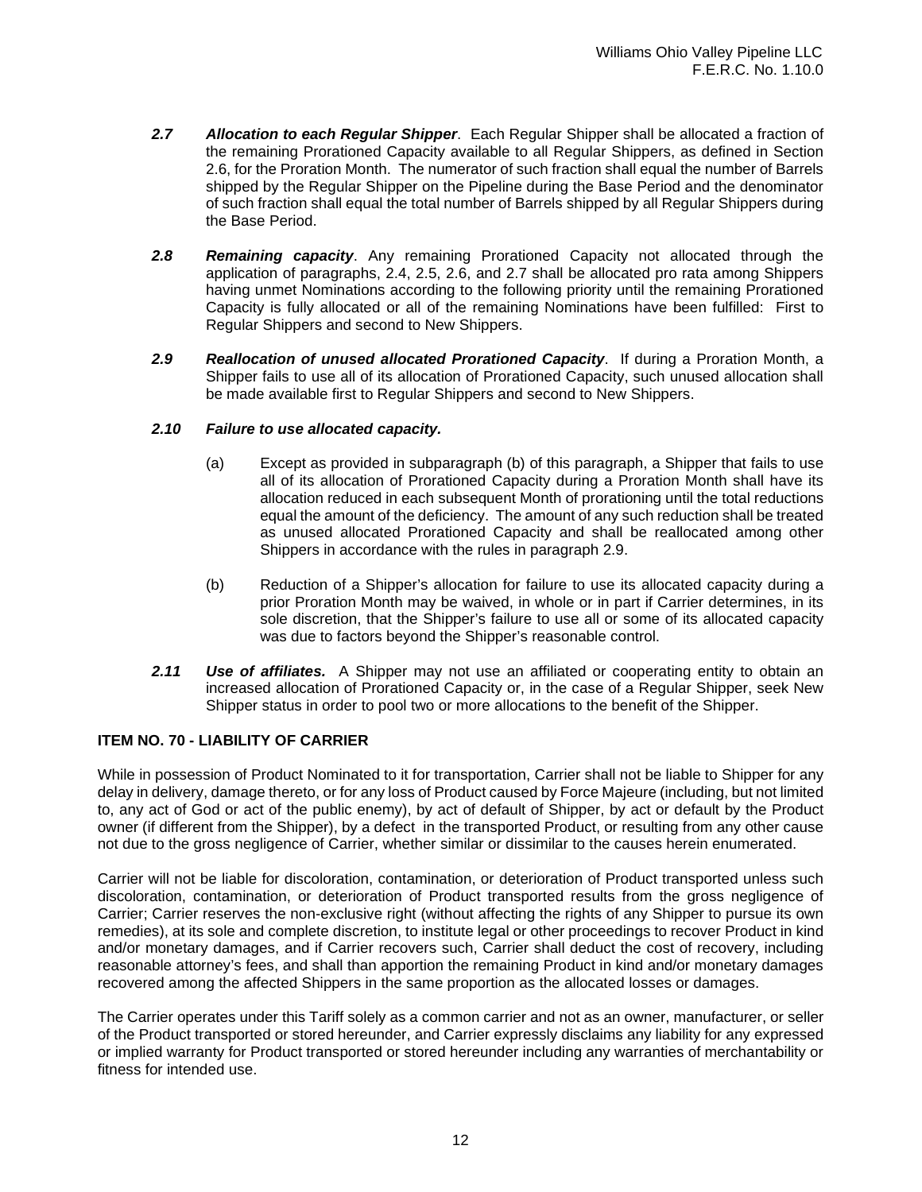***2.7 Allocation to each Regular Shipper***. Each Regular Shipper shall be allocated a fraction of the remaining Prorationed Capacity available to all Regular Shippers, as defined in Section 2.6, for the Proration Month. The numerator of such fraction shall equal the number of Barrels shipped by the Regular Shipper on the Pipeline during the Base Period and the denominator of such fraction shall equal the total number of Barrels shipped by all Regular Shippers during the Base Period.

***2.8 Remaining capacity***. Any remaining Prorationed Capacity not allocated through the application of paragraphs, 2.4, 2.5, 2.6, and 2.7 shall be allocated pro rata among Shippers having unmet Nominations according to the following priority until the remaining Prorationed Capacity is fully allocated or all of the remaining Nominations have been fulfilled: First to Regular Shippers and second to New Shippers.

***2.9 Reallocation of unused allocated Prorationed Capacity***. If during a Proration Month, a Shipper fails to use all of its allocation of Prorationed Capacity, such unused allocation shall be made available first to Regular Shippers and second to New Shippers.

***2.10 Failure to use allocated capacity.***

(a) Except as provided in subparagraph (b) of this paragraph, a Shipper that fails to use all of its allocation of Prorationed Capacity during a Proration Month shall have its allocation reduced in each subsequent Month of prorationing until the total reductions equal the amount of the deficiency. The amount of any such reduction shall be treated as unused allocated Prorationed Capacity and shall be reallocated among other Shippers in accordance with the rules in paragraph 2.9.

(b) Reduction of a Shipper's allocation for failure to use its allocated capacity during a prior Proration Month may be waived, in whole or in part if Carrier determines, in its sole discretion, that the Shipper's failure to use all or some of its allocated capacity was due to factors beyond the Shipper's reasonable control.

***2.11 Use of affiliates.*** A Shipper may not use an affiliated or cooperating entity to obtain an increased allocation of Prorationed Capacity or, in the case of a Regular Shipper, seek New Shipper status in order to pool two or more allocations to the benefit of the Shipper.

## ITEM NO. 70 - LIABILITY OF CARRIER

While in possession of Product Nominated to it for transportation, Carrier shall not be liable to Shipper for any delay in delivery, damage thereto, or for any loss of Product caused by Force Majeure (including, but not limited to, any act of God or act of the public enemy), by act of default of Shipper, by act or default by the Product owner (if different from the Shipper), by a defect in the transported Product, or resulting from any other cause not due to the gross negligence of Carrier, whether similar or dissimilar to the causes herein enumerated.

Carrier will not be liable for discoloration, contamination, or deterioration of Product transported unless such discoloration, contamination, or deterioration of Product transported results from the gross negligence of Carrier; Carrier reserves the non-exclusive right (without affecting the rights of any Shipper to pursue its own remedies), at its sole and complete discretion, to institute legal or other proceedings to recover Product in kind and/or monetary damages, and if Carrier recovers such, Carrier shall deduct the cost of recovery, including reasonable attorney's fees, and shall than apportion the remaining Product in kind and/or monetary damages recovered among the affected Shippers in the same proportion as the allocated losses or damages.

The Carrier operates under this Tariff solely as a common carrier and not as an owner, manufacturer, or seller of the Product transported or stored hereunder, and Carrier expressly disclaims any liability for any expressed or implied warranty for Product transported or stored hereunder including any warranties of merchantability or fitness for intended use.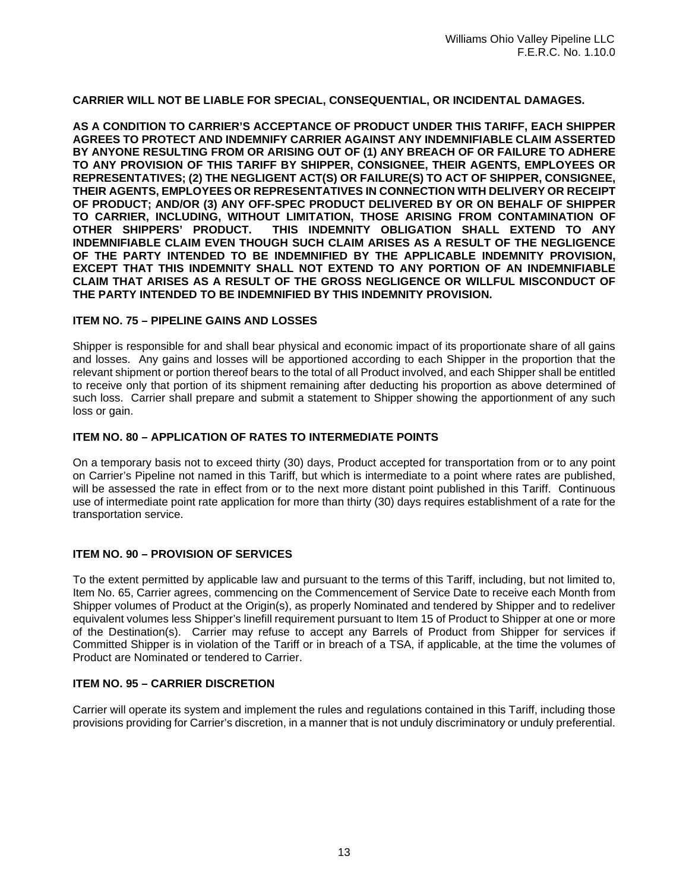**CARRIER WILL NOT BE LIABLE FOR SPECIAL, CONSEQUENTIAL, OR INCIDENTAL DAMAGES.**

**AS A CONDITION TO CARRIER'S ACCEPTANCE OF PRODUCT UNDER THIS TARIFF, EACH SHIPPER AGREES TO PROTECT AND INDEMNIFY CARRIER AGAINST ANY INDEMNIFIABLE CLAIM ASSERTED BY ANYONE RESULTING FROM OR ARISING OUT OF (1) ANY BREACH OF OR FAILURE TO ADHERE TO ANY PROVISION OF THIS TARIFF BY SHIPPER, CONSIGNEE, THEIR AGENTS, EMPLOYEES OR REPRESENTATIVES; (2) THE NEGLIGENT ACT(S) OR FAILURE(S) TO ACT OF SHIPPER, CONSIGNEE, THEIR AGENTS, EMPLOYEES OR REPRESENTATIVES IN CONNECTION WITH DELIVERY OR RECEIPT OF PRODUCT; AND/OR (3) ANY OFF-SPEC PRODUCT DELIVERED BY OR ON BEHALF OF SHIPPER TO CARRIER, INCLUDING, WITHOUT LIMITATION, THOSE ARISING FROM CONTAMINATION OF OTHER SHIPPERS' PRODUCT. THIS INDEMNITY OBLIGATION SHALL EXTEND TO ANY INDEMNIFIABLE CLAIM EVEN THOUGH SUCH CLAIM ARISES AS A RESULT OF THE NEGLIGENCE OF THE PARTY INTENDED TO BE INDEMNIFIED BY THE APPLICABLE INDEMNITY PROVISION, EXCEPT THAT THIS INDEMNITY SHALL NOT EXTEND TO ANY PORTION OF AN INDEMNIFIABLE CLAIM THAT ARISES AS A RESULT OF THE GROSS NEGLIGENCE OR WILLFUL MISCONDUCT OF THE PARTY INTENDED TO BE INDEMNIFIED BY THIS INDEMNITY PROVISION.**

### ITEM NO. 75 – PIPELINE GAINS AND LOSSES

Shipper is responsible for and shall bear physical and economic impact of its proportionate share of all gains and losses. Any gains and losses will be apportioned according to each Shipper in the proportion that the relevant shipment or portion thereof bears to the total of all Product involved, and each Shipper shall be entitled to receive only that portion of its shipment remaining after deducting his proportion as above determined of such loss. Carrier shall prepare and submit a statement to Shipper showing the apportionment of any such loss or gain.

### ITEM NO. 80 – APPLICATION OF RATES TO INTERMEDIATE POINTS

On a temporary basis not to exceed thirty (30) days, Product accepted for transportation from or to any point on Carrier's Pipeline not named in this Tariff, but which is intermediate to a point where rates are published, will be assessed the rate in effect from or to the next more distant point published in this Tariff. Continuous use of intermediate point rate application for more than thirty (30) days requires establishment of a rate for the transportation service.

### ITEM NO. 90 – PROVISION OF SERVICES

To the extent permitted by applicable law and pursuant to the terms of this Tariff, including, but not limited to, Item No. 65, Carrier agrees, commencing on the Commencement of Service Date to receive each Month from Shipper volumes of Product at the Origin(s), as properly Nominated and tendered by Shipper and to redeliver equivalent volumes less Shipper's linefill requirement pursuant to Item 15 of Product to Shipper at one or more of the Destination(s). Carrier may refuse to accept any Barrels of Product from Shipper for services if Committed Shipper is in violation of the Tariff or in breach of a TSA, if applicable, at the time the volumes of Product are Nominated or tendered to Carrier.

### ITEM NO. 95 – CARRIER DISCRETION

Carrier will operate its system and implement the rules and regulations contained in this Tariff, including those provisions providing for Carrier's discretion, in a manner that is not unduly discriminatory or unduly preferential.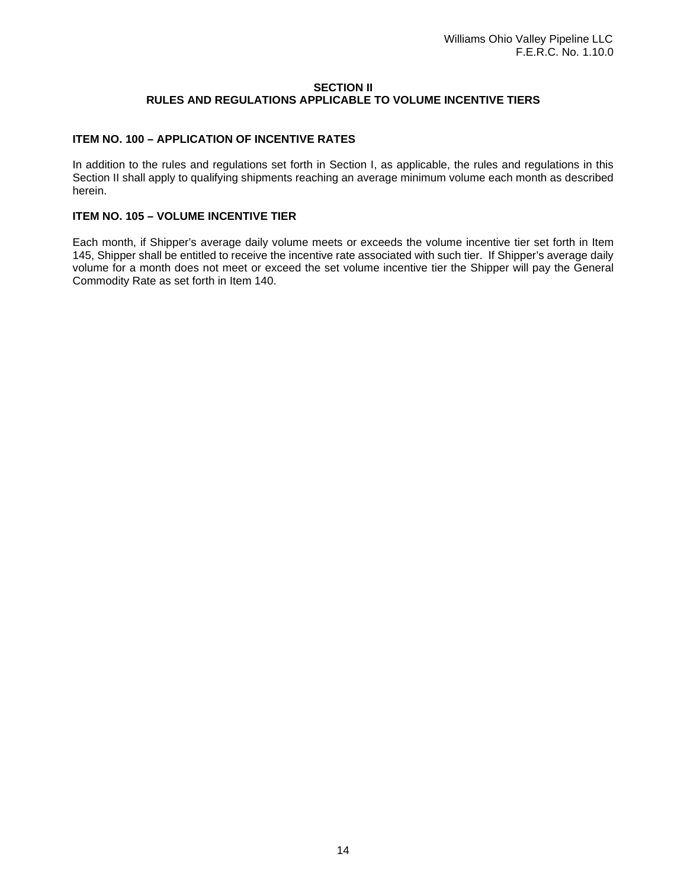## SECTION II
## RULES AND REGULATIONS APPLICABLE TO VOLUME INCENTIVE TIERS

### ITEM NO. 100 – APPLICATION OF INCENTIVE RATES

In addition to the rules and regulations set forth in Section I, as applicable, the rules and regulations in this Section II shall apply to qualifying shipments reaching an average minimum volume each month as described herein.

### ITEM NO. 105 – VOLUME INCENTIVE TIER

Each month, if Shipper's average daily volume meets or exceeds the volume incentive tier set forth in Item 145, Shipper shall be entitled to receive the incentive rate associated with such tier. If Shipper's average daily volume for a month does not meet or exceed the set volume incentive tier the Shipper will pay the General Commodity Rate as set forth in Item 140.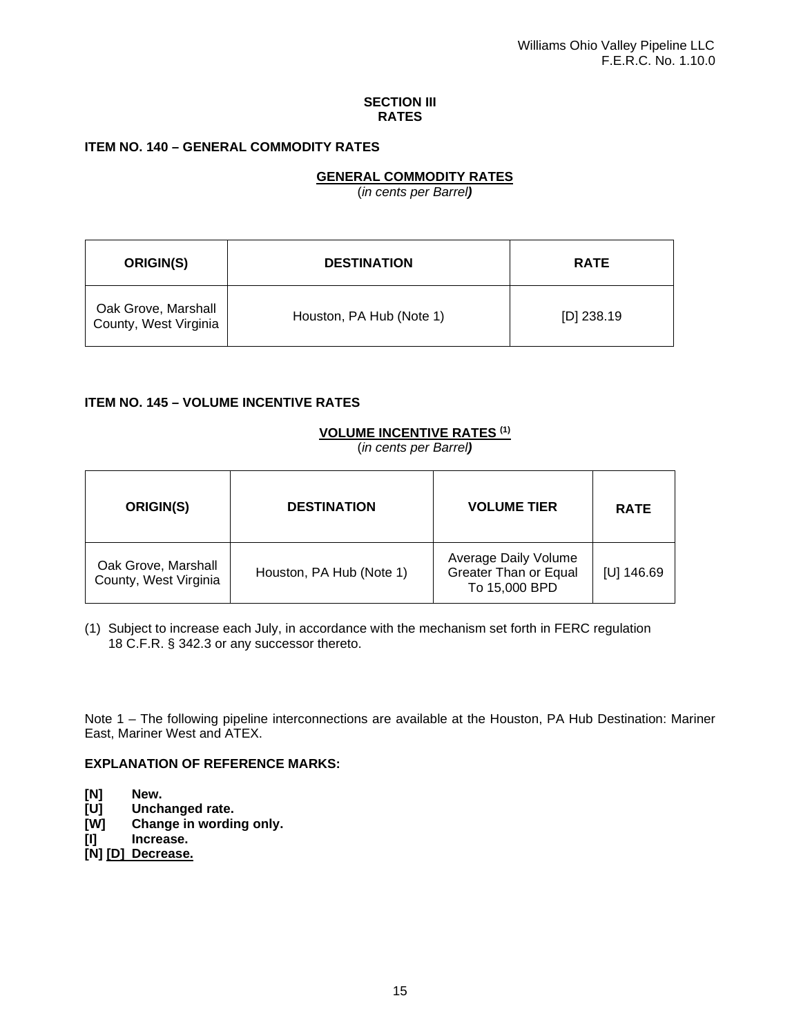# SECTION III
# RATES

## ITEM NO. 140 – GENERAL COMMODITY RATES

**GENERAL COMMODITY RATES**
(*in cents per Barrel*)

| ORIGIN(S) | DESTINATION | RATE |
|---|---|---|
| Oak Grove, Marshall County, West Virginia | Houston, PA Hub (Note 1) | [D] 238.19 |

## ITEM NO. 145 – VOLUME INCENTIVE RATES

**VOLUME INCENTIVE RATES (1)**
(*in cents per Barrel*)

| ORIGIN(S) | DESTINATION | VOLUME TIER | RATE |
|---|---|---|---|
| Oak Grove, Marshall County, West Virginia | Houston, PA Hub (Note 1) | Average Daily Volume Greater Than or Equal To 15,000 BPD | [U] 146.69 |

(1) Subject to increase each July, in accordance with the mechanism set forth in FERC regulation 18 C.F.R. § 342.3 or any successor thereto.

Note 1 – The following pipeline interconnections are available at the Houston, PA Hub Destination: Mariner East, Mariner West and ATEX.

**EXPLANATION OF REFERENCE MARKS:**

**[N]** New.
**[U]** Unchanged rate.
**[W]** Change in wording only.
**[I]** Increase.
**[N] [D] Decrease.**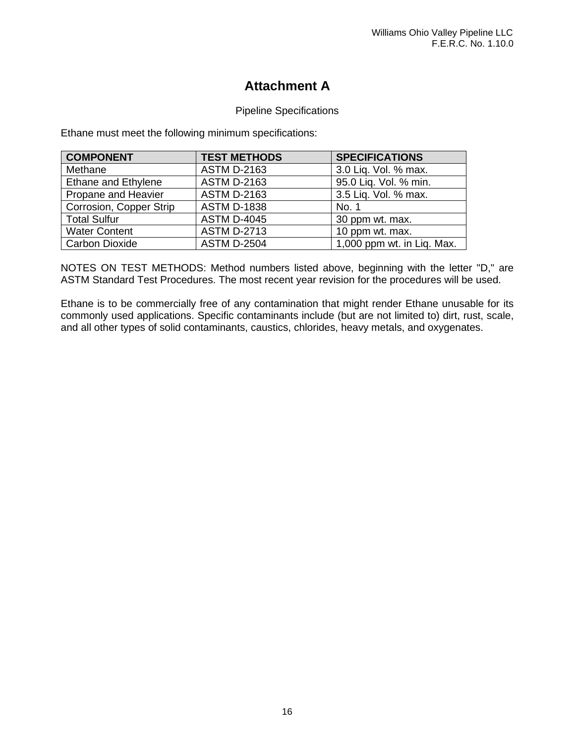# Attachment A

Pipeline Specifications

Ethane must meet the following minimum specifications:

| COMPONENT | TEST METHODS | SPECIFICATIONS |
|---|---|---|
| Methane | ASTM D-2163 | 3.0 Liq. Vol. % max. |
| Ethane and Ethylene | ASTM D-2163 | 95.0 Liq. Vol. % min. |
| Propane and Heavier | ASTM D-2163 | 3.5 Liq. Vol. % max. |
| Corrosion, Copper Strip | ASTM D-1838 | No. 1 |
| Total Sulfur | ASTM D-4045 | 30 ppm wt. max. |
| Water Content | ASTM D-2713 | 10 ppm wt. max. |
| Carbon Dioxide | ASTM D-2504 | 1,000 ppm wt. in Liq. Max. |

NOTES ON TEST METHODS: Method numbers listed above, beginning with the letter "D," are ASTM Standard Test Procedures. The most recent year revision for the procedures will be used.

Ethane is to be commercially free of any contamination that might render Ethane unusable for its commonly used applications. Specific contaminants include (but are not limited to) dirt, rust, scale, and all other types of solid contaminants, caustics, chlorides, heavy metals, and oxygenates.